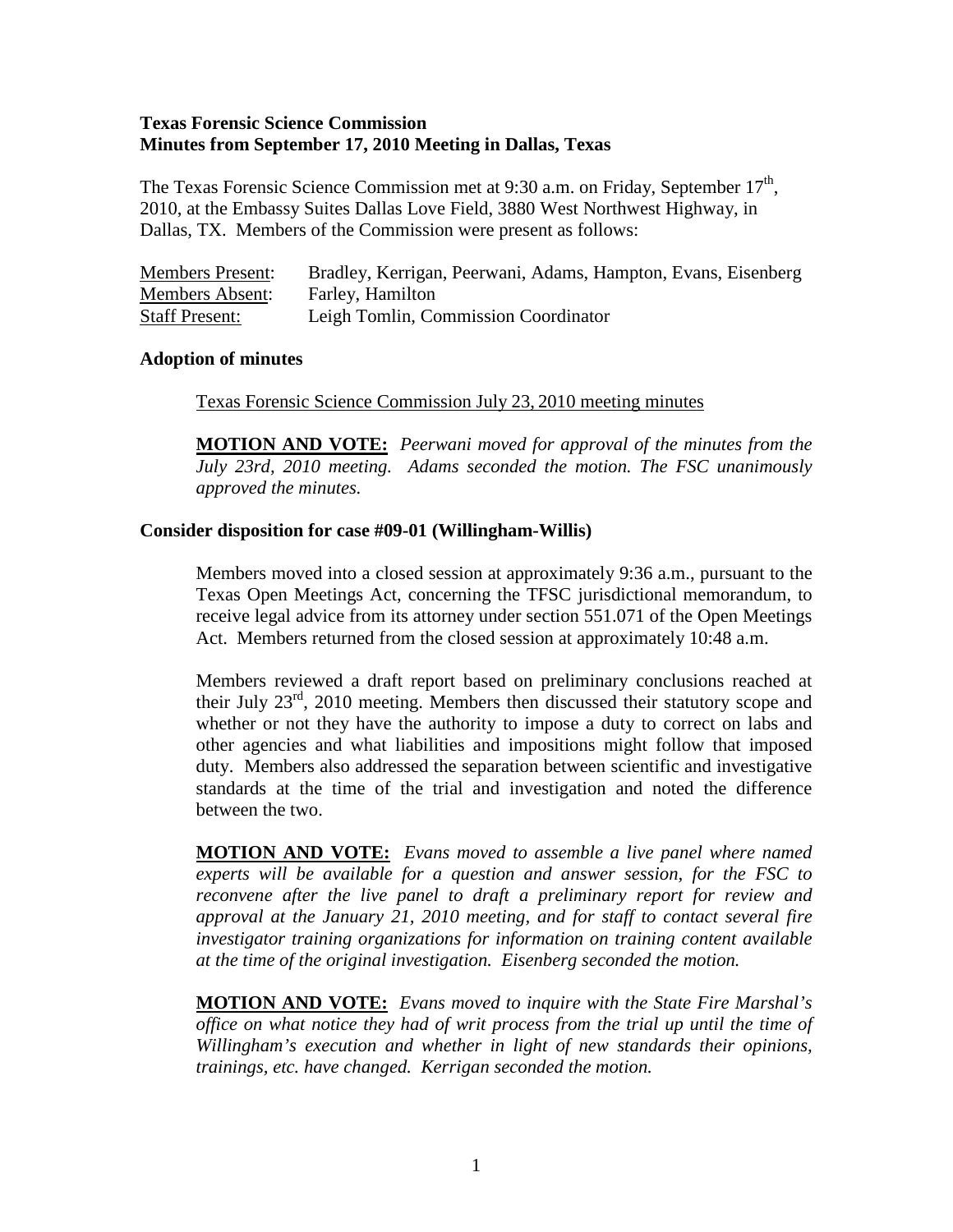**Texas Forensic Science Commission**
**Minutes from September 17, 2010 Meeting in Dallas, Texas**

The Texas Forensic Science Commission met at 9:30 a.m. on Friday, September 17th, 2010, at the Embassy Suites Dallas Love Field, 3880 West Northwest Highway, in Dallas, TX. Members of the Commission were present as follows:

| | |
|---|---|
| Members Present: | Bradley, Kerrigan, Peerwani, Adams, Hampton, Evans, Eisenberg |
| Members Absent: | Farley, Hamilton |
| Staff Present: | Leigh Tomlin, Commission Coordinator |

**Adoption of minutes**

Texas Forensic Science Commission July 23, 2010 meeting minutes

**MOTION AND VOTE:** *Peerwani moved for approval of the minutes from the July 23rd, 2010 meeting. Adams seconded the motion. The FSC unanimously approved the minutes.*

**Consider disposition for case #09-01 (Willingham-Willis)**

Members moved into a closed session at approximately 9:36 a.m., pursuant to the Texas Open Meetings Act, concerning the TFSC jurisdictional memorandum, to receive legal advice from its attorney under section 551.071 of the Open Meetings Act. Members returned from the closed session at approximately 10:48 a.m.

Members reviewed a draft report based on preliminary conclusions reached at their July 23rd, 2010 meeting. Members then discussed their statutory scope and whether or not they have the authority to impose a duty to correct on labs and other agencies and what liabilities and impositions might follow that imposed duty. Members also addressed the separation between scientific and investigative standards at the time of the trial and investigation and noted the difference between the two.

**MOTION AND VOTE:** *Evans moved to assemble a live panel where named experts will be available for a question and answer session, for the FSC to reconvene after the live panel to draft a preliminary report for review and approval at the January 21, 2010 meeting, and for staff to contact several fire investigator training organizations for information on training content available at the time of the original investigation. Eisenberg seconded the motion.*

**MOTION AND VOTE:** *Evans moved to inquire with the State Fire Marshal's office on what notice they had of writ process from the trial up until the time of Willingham's execution and whether in light of new standards their opinions, trainings, etc. have changed. Kerrigan seconded the motion.*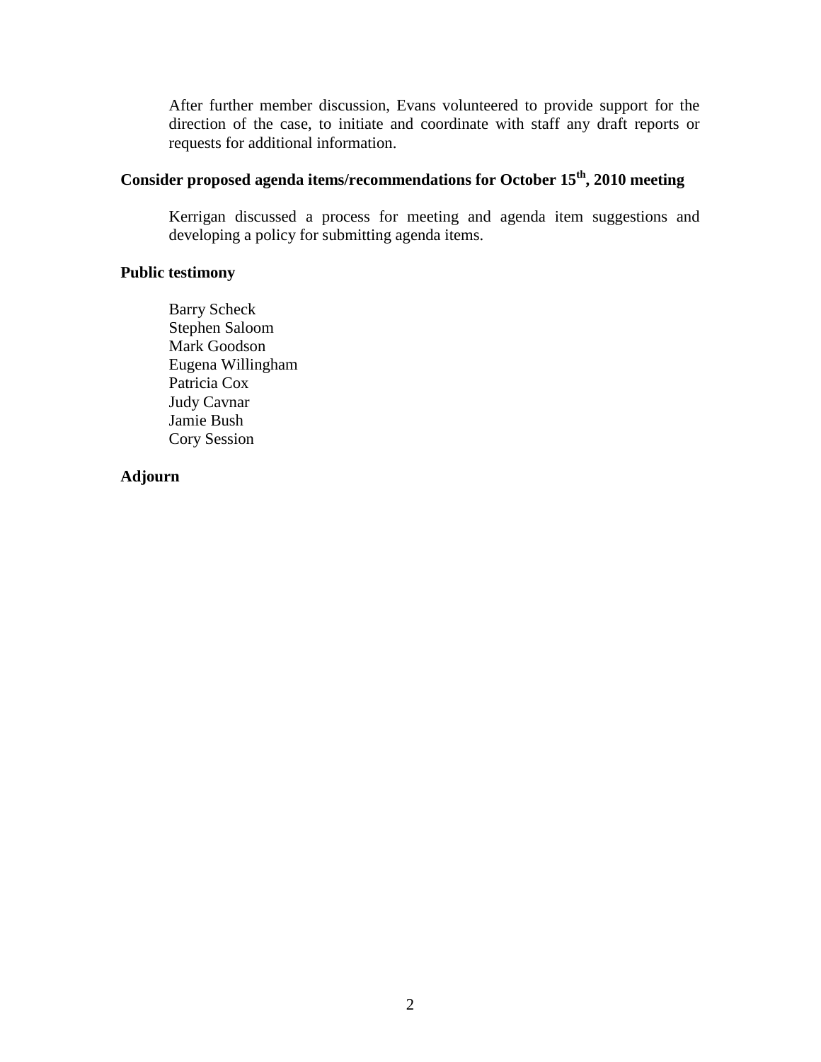After further member discussion, Evans volunteered to provide support for the direction of the case, to initiate and coordinate with staff any draft reports or requests for additional information.

**Consider proposed agenda items/recommendations for October 15th, 2010 meeting**

Kerrigan discussed a process for meeting and agenda item suggestions and developing a policy for submitting agenda items.

**Public testimony**

Barry Scheck
Stephen Saloom
Mark Goodson
Eugena Willingham
Patricia Cox
Judy Cavnar
Jamie Bush
Cory Session

**Adjourn**